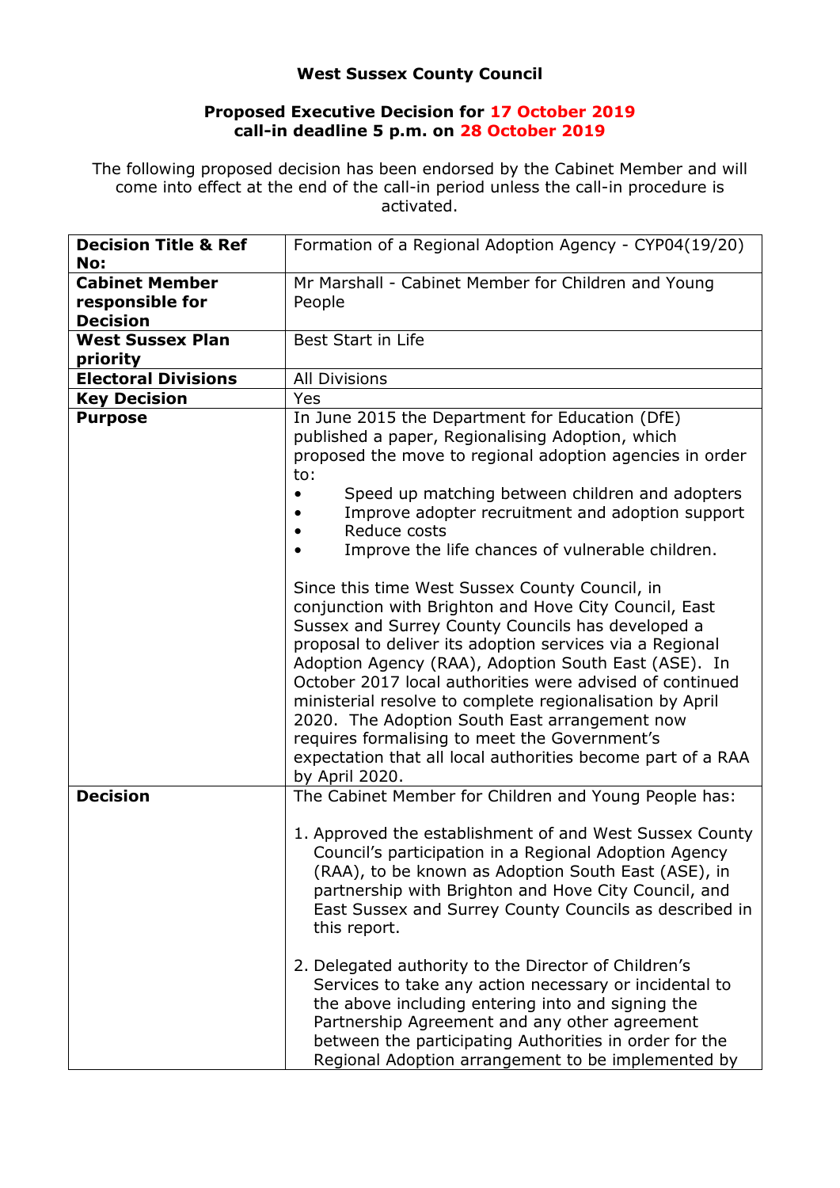**West Sussex County Council**

**Proposed Executive Decision for 17 October 2019**
**call-in deadline 5 p.m. on 28 October 2019**

The following proposed decision has been endorsed by the Cabinet Member and will come into effect at the end of the call-in period unless the call-in procedure is activated.

| | |
|---|---|
| **Decision Title & Ref No:** | Formation of a Regional Adoption Agency - CYP04(19/20) |
| **Cabinet Member responsible for Decision** | Mr Marshall - Cabinet Member for Children and Young People |
| **West Sussex Plan priority** | Best Start in Life |
| **Electoral Divisions** | All Divisions |
| **Key Decision** | Yes |
| **Purpose** | In June 2015 the Department for Education (DfE) published a paper, Regionalising Adoption, which proposed the move to regional adoption agencies in order to:<br>• Speed up matching between children and adopters<br>• Improve adopter recruitment and adoption support<br>• Reduce costs<br>• Improve the life chances of vulnerable children.<br><br>Since this time West Sussex County Council, in conjunction with Brighton and Hove City Council, East Sussex and Surrey County Councils has developed a proposal to deliver its adoption services via a Regional Adoption Agency (RAA), Adoption South East (ASE). In October 2017 local authorities were advised of continued ministerial resolve to complete regionalisation by April 2020. The Adoption South East arrangement now requires formalising to meet the Government's expectation that all local authorities become part of a RAA by April 2020. |
| **Decision** | The Cabinet Member for Children and Young People has:<br><br>1. Approved the establishment of and West Sussex County Council's participation in a Regional Adoption Agency (RAA), to be known as Adoption South East (ASE), in partnership with Brighton and Hove City Council, and East Sussex and Surrey County Councils as described in this report.<br><br>2. Delegated authority to the Director of Children's Services to take any action necessary or incidental to the above including entering into and signing the Partnership Agreement and any other agreement between the participating Authorities in order for the Regional Adoption arrangement to be implemented by |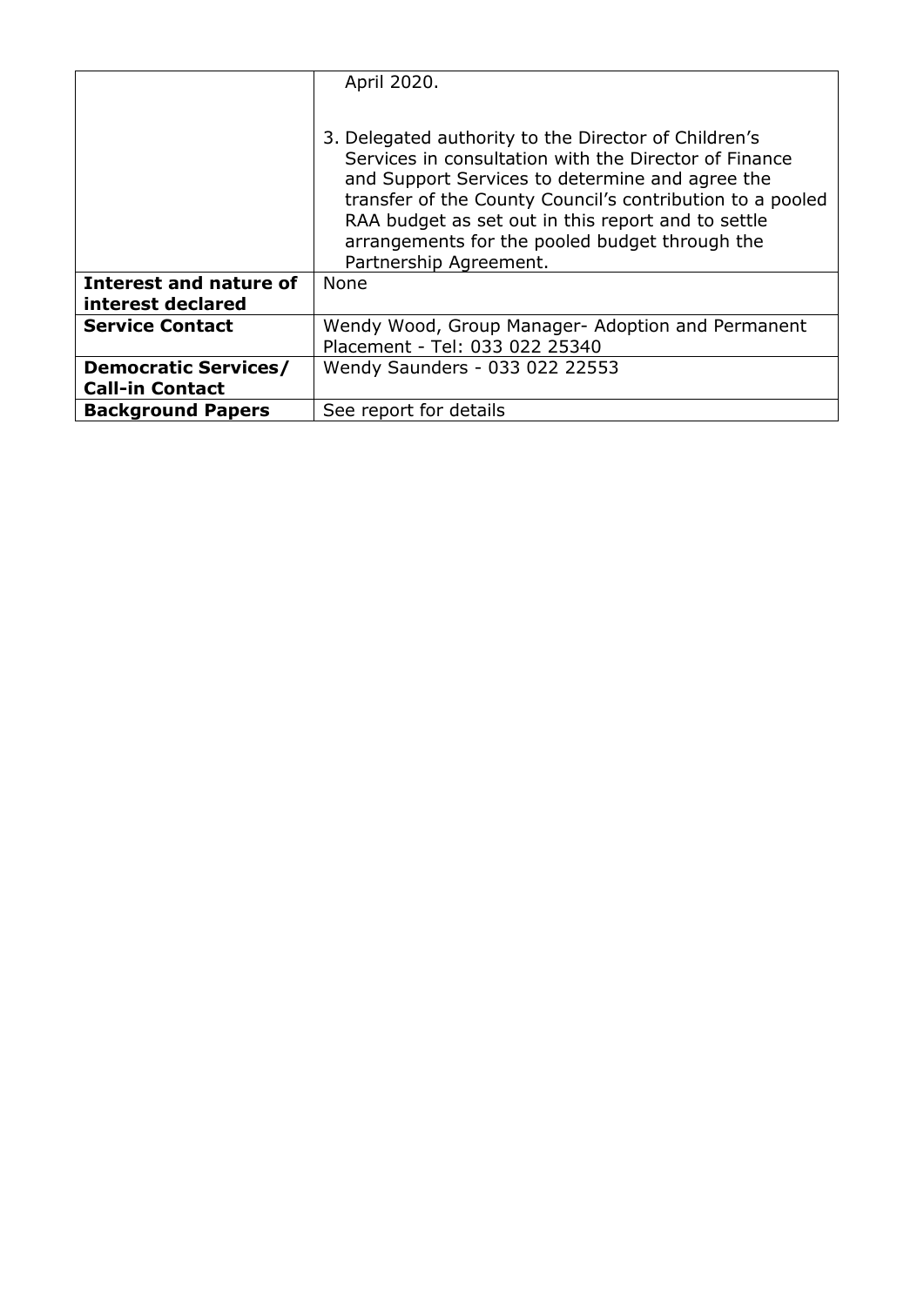| | |
|---|---|
| | April 2020.<br><br>3. Delegated authority to the Director of Children's Services in consultation with the Director of Finance and Support Services to determine and agree the transfer of the County Council's contribution to a pooled RAA budget as set out in this report and to settle arrangements for the pooled budget through the Partnership Agreement. |
| **Interest and nature of interest declared** | None |
| **Service Contact** | Wendy Wood, Group Manager- Adoption and Permanent Placement - Tel: 033 022 25340 |
| **Democratic Services/ Call-in Contact** | Wendy Saunders - 033 022 22553 |
| **Background Papers** | See report for details |